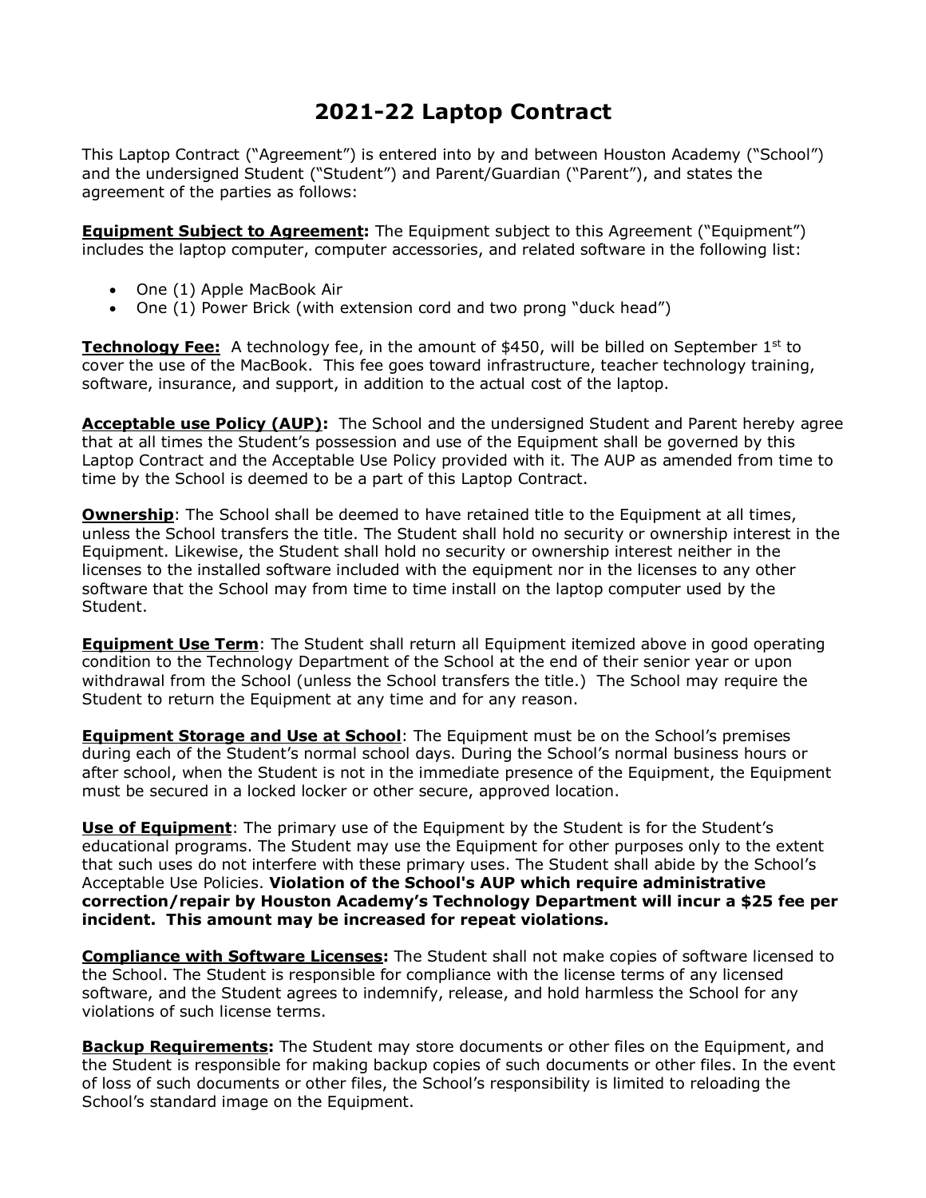# 2021-22 Laptop Contract

This Laptop Contract ("Agreement") is entered into by and between Houston Academy ("School") and the undersigned Student ("Student") and Parent/Guardian ("Parent"), and states the agreement of the parties as follows:

**Equipment Subject to Agreement:** The Equipment subject to this Agreement ("Equipment") includes the laptop computer, computer accessories, and related software in the following list:

- One (1) Apple MacBook Air
- One (1) Power Brick (with extension cord and two prong "duck head")

**Technology Fee:** A technology fee, in the amount of $450, will be billed on September 1st to cover the use of the MacBook. This fee goes toward infrastructure, teacher technology training, software, insurance, and support, in addition to the actual cost of the laptop.

**Acceptable use Policy (AUP):** The School and the undersigned Student and Parent hereby agree that at all times the Student's possession and use of the Equipment shall be governed by this Laptop Contract and the Acceptable Use Policy provided with it. The AUP as amended from time to time by the School is deemed to be a part of this Laptop Contract.

**Ownership**: The School shall be deemed to have retained title to the Equipment at all times, unless the School transfers the title. The Student shall hold no security or ownership interest in the Equipment. Likewise, the Student shall hold no security or ownership interest neither in the licenses to the installed software included with the equipment nor in the licenses to any other software that the School may from time to time install on the laptop computer used by the Student.

**Equipment Use Term**: The Student shall return all Equipment itemized above in good operating condition to the Technology Department of the School at the end of their senior year or upon withdrawal from the School (unless the School transfers the title.) The School may require the Student to return the Equipment at any time and for any reason.

**Equipment Storage and Use at School**: The Equipment must be on the School's premises during each of the Student's normal school days. During the School's normal business hours or after school, when the Student is not in the immediate presence of the Equipment, the Equipment must be secured in a locked locker or other secure, approved location.

**Use of Equipment**: The primary use of the Equipment by the Student is for the Student's educational programs. The Student may use the Equipment for other purposes only to the extent that such uses do not interfere with these primary uses. The Student shall abide by the School's Acceptable Use Policies. **Violation of the School's AUP which require administrative correction/repair by Houston Academy's Technology Department will incur a $25 fee per incident. This amount may be increased for repeat violations.**

**Compliance with Software Licenses:** The Student shall not make copies of software licensed to the School. The Student is responsible for compliance with the license terms of any licensed software, and the Student agrees to indemnify, release, and hold harmless the School for any violations of such license terms.

**Backup Requirements:** The Student may store documents or other files on the Equipment, and the Student is responsible for making backup copies of such documents or other files. In the event of loss of such documents or other files, the School's responsibility is limited to reloading the School's standard image on the Equipment.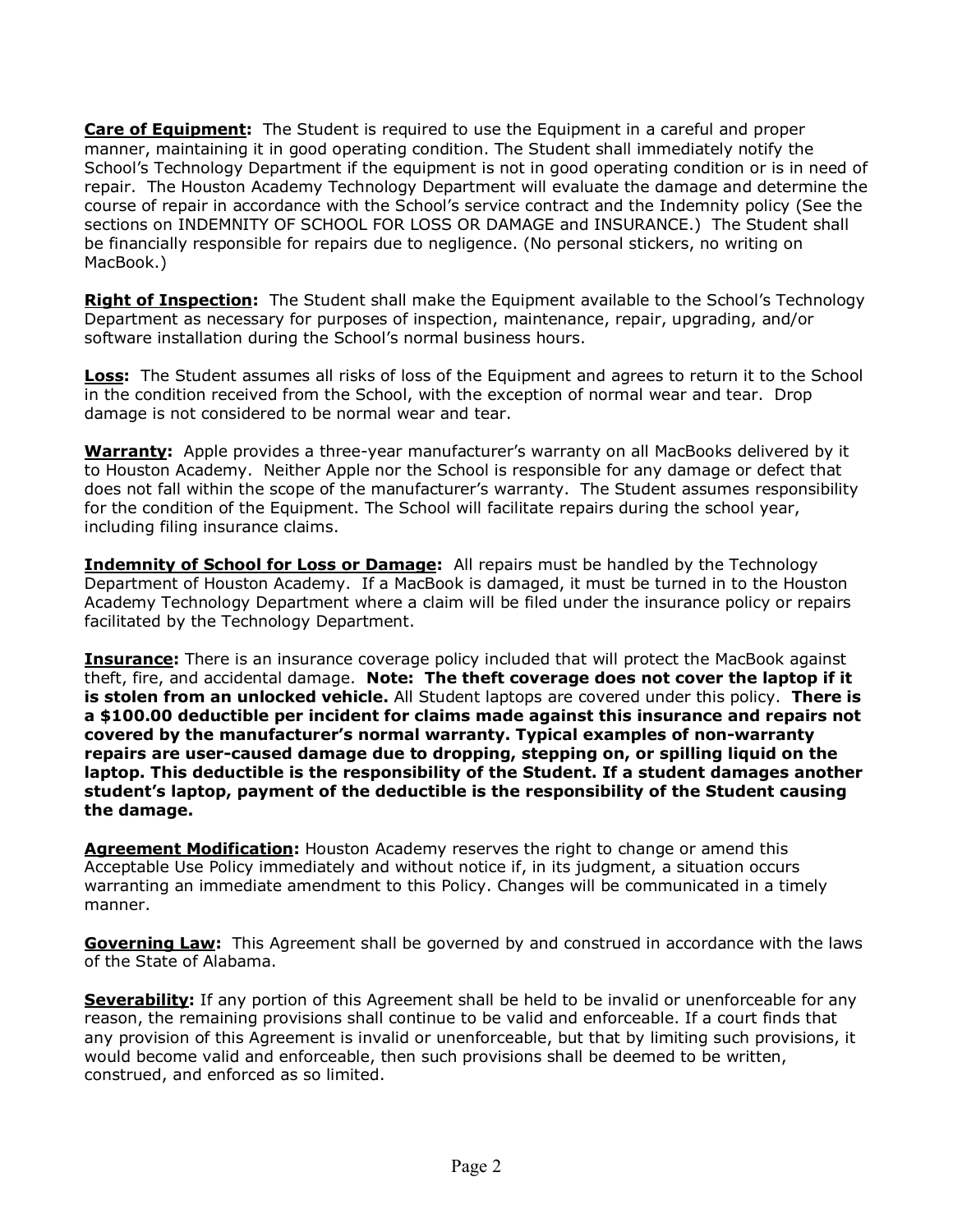**Care of Equipment:** The Student is required to use the Equipment in a careful and proper manner, maintaining it in good operating condition. The Student shall immediately notify the School's Technology Department if the equipment is not in good operating condition or is in need of repair. The Houston Academy Technology Department will evaluate the damage and determine the course of repair in accordance with the School's service contract and the Indemnity policy (See the sections on INDEMNITY OF SCHOOL FOR LOSS OR DAMAGE and INSURANCE.) The Student shall be financially responsible for repairs due to negligence. (No personal stickers, no writing on MacBook.)

**Right of Inspection:** The Student shall make the Equipment available to the School's Technology Department as necessary for purposes of inspection, maintenance, repair, upgrading, and/or software installation during the School's normal business hours.

**Loss:** The Student assumes all risks of loss of the Equipment and agrees to return it to the School in the condition received from the School, with the exception of normal wear and tear. Drop damage is not considered to be normal wear and tear.

**Warranty:** Apple provides a three-year manufacturer's warranty on all MacBooks delivered by it to Houston Academy. Neither Apple nor the School is responsible for any damage or defect that does not fall within the scope of the manufacturer's warranty. The Student assumes responsibility for the condition of the Equipment. The School will facilitate repairs during the school year, including filing insurance claims.

**Indemnity of School for Loss or Damage:** All repairs must be handled by the Technology Department of Houston Academy. If a MacBook is damaged, it must be turned in to the Houston Academy Technology Department where a claim will be filed under the insurance policy or repairs facilitated by the Technology Department.

**Insurance:** There is an insurance coverage policy included that will protect the MacBook against theft, fire, and accidental damage. **Note: The theft coverage does not cover the laptop if it is stolen from an unlocked vehicle.** All Student laptops are covered under this policy. **There is a $100.00 deductible per incident for claims made against this insurance and repairs not covered by the manufacturer's normal warranty. Typical examples of non-warranty repairs are user-caused damage due to dropping, stepping on, or spilling liquid on the laptop. This deductible is the responsibility of the Student. If a student damages another student's laptop, payment of the deductible is the responsibility of the Student causing the damage.**

**Agreement Modification:** Houston Academy reserves the right to change or amend this Acceptable Use Policy immediately and without notice if, in its judgment, a situation occurs warranting an immediate amendment to this Policy. Changes will be communicated in a timely manner.

**Governing Law:** This Agreement shall be governed by and construed in accordance with the laws of the State of Alabama.

**Severability:** If any portion of this Agreement shall be held to be invalid or unenforceable for any reason, the remaining provisions shall continue to be valid and enforceable. If a court finds that any provision of this Agreement is invalid or unenforceable, but that by limiting such provisions, it would become valid and enforceable, then such provisions shall be deemed to be written, construed, and enforced as so limited.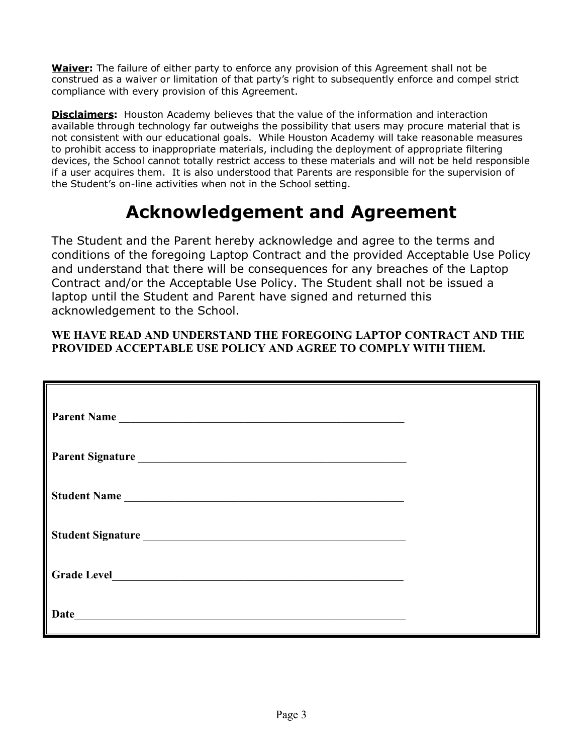**Waiver:** The failure of either party to enforce any provision of this Agreement shall not be construed as a waiver or limitation of that party's right to subsequently enforce and compel strict compliance with every provision of this Agreement.

**Disclaimers:** Houston Academy believes that the value of the information and interaction available through technology far outweighs the possibility that users may procure material that is not consistent with our educational goals. While Houston Academy will take reasonable measures to prohibit access to inappropriate materials, including the deployment of appropriate filtering devices, the School cannot totally restrict access to these materials and will not be held responsible if a user acquires them. It is also understood that Parents are responsible for the supervision of the Student's on-line activities when not in the School setting.

# Acknowledgement and Agreement

The Student and the Parent hereby acknowledge and agree to the terms and conditions of the foregoing Laptop Contract and the provided Acceptable Use Policy and understand that there will be consequences for any breaches of the Laptop Contract and/or the Acceptable Use Policy. The Student shall not be issued a laptop until the Student and Parent have signed and returned this acknowledgement to the School.

**WE HAVE READ AND UNDERSTAND THE FOREGOING LAPTOP CONTRACT AND THE PROVIDED ACCEPTABLE USE POLICY AND AGREE TO COMPLY WITH THEM.**

**Parent Name** ________________________________________________

**Parent Signature** ____________________________________________

**Student Name** _______________________________________________

**Student Signature** ___________________________________________

**Grade Level**_________________________________________________

**Date**_______________________________________________________